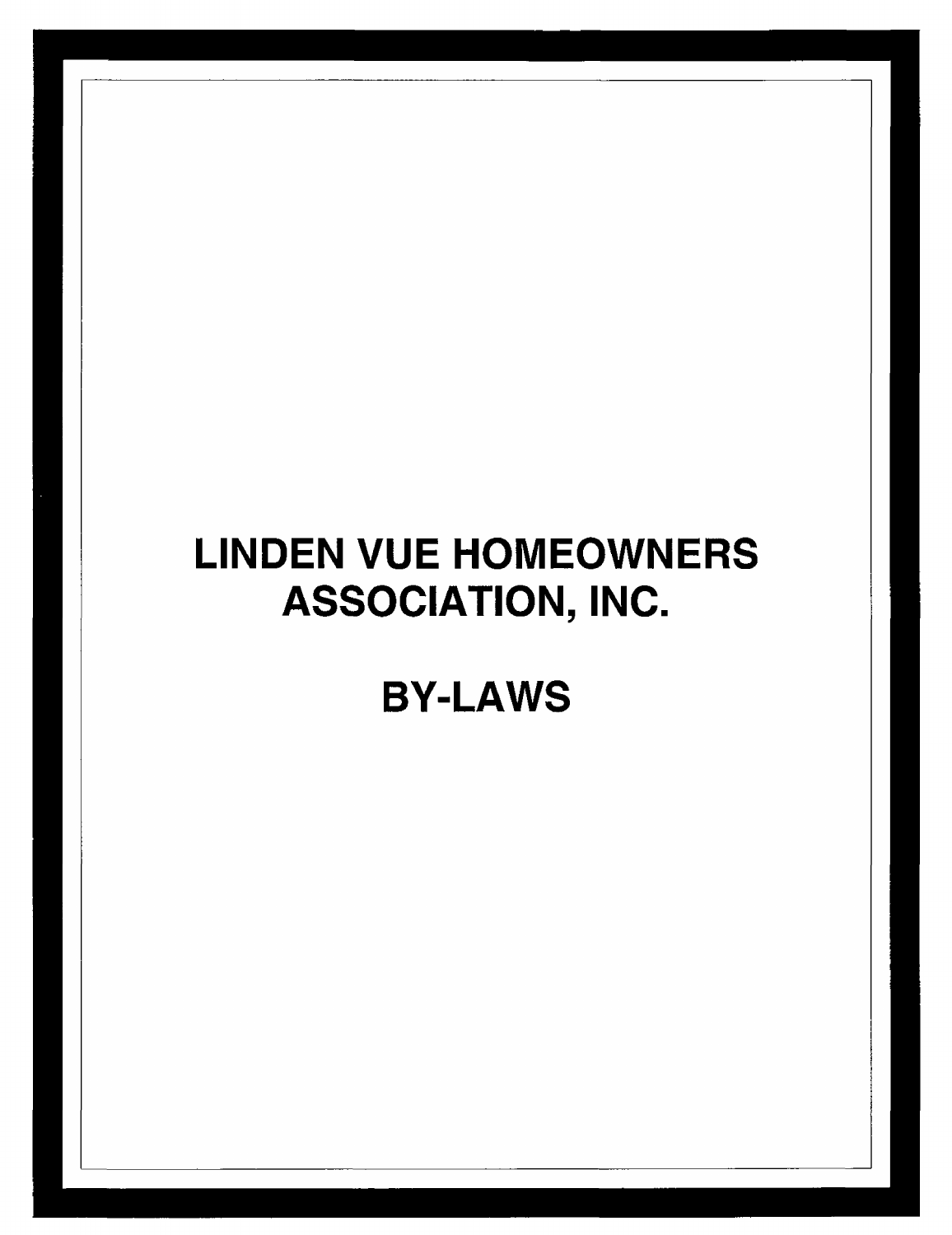# LINDEN VUE HOMEOWNERS ASSOCIATION, INC.

# BY-LAWS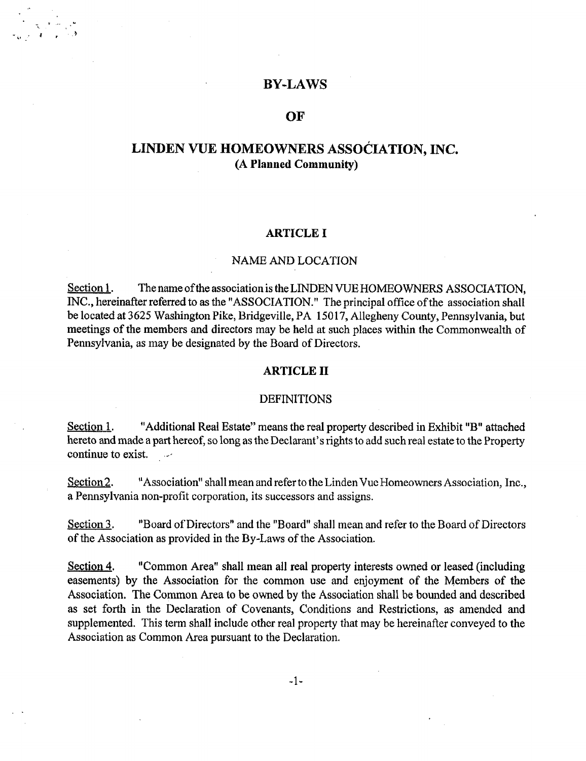# BY-LAWS

# OF

# LINDEN VUE HOMEOWNERS ASSOĆIATION, INC.

**(A Planned Community)**

## ARTICLE I

### NAME AND LOCATION

Section 1. The name of the association is the LINDEN VUE HOMEOWNERS ASSOCIATION, INC., hereinafter referred to as the "ASSOCIATION." The principal office of the association shall be located at 3625 Washington Pike, Bridgeville, PA 15017, Allegheny County, Pennsylvania, but meetings of the members and directors may be held at such places within the Commonwealth of Pennsylvania, as may be designated by the Board of Directors.

## ARTICLE II

### DEFINITIONS

Section 1. "Additional Real Estate" means the real property described in Exhibit "B" attached hereto and made a part hereof, so long as the Declarant's rights to add such real estate to the Property continue to exist.

Section 2. "Association" shall mean and refer to the Linden Vue Homeowners Association, Inc., a Pennsylvania non-profit corporation, its successors and assigns.

Section 3. "Board of Directors" and the "Board" shall mean and refer to the Board of Directors of the Association as provided in the By-Laws of the Association.

Section 4. "Common Area" shall mean all real property interests owned or leased (including easements) by the Association for the common use and enjoyment of the Members of the Association. The Common Area to be owned by the Association shall be bounded and described as set forth in the Declaration of Covenants, Conditions and Restrictions, as amended and supplemented. This term shall include other real property that may be hereinafter conveyed to the Association as Common Area pursuant to the Declaration.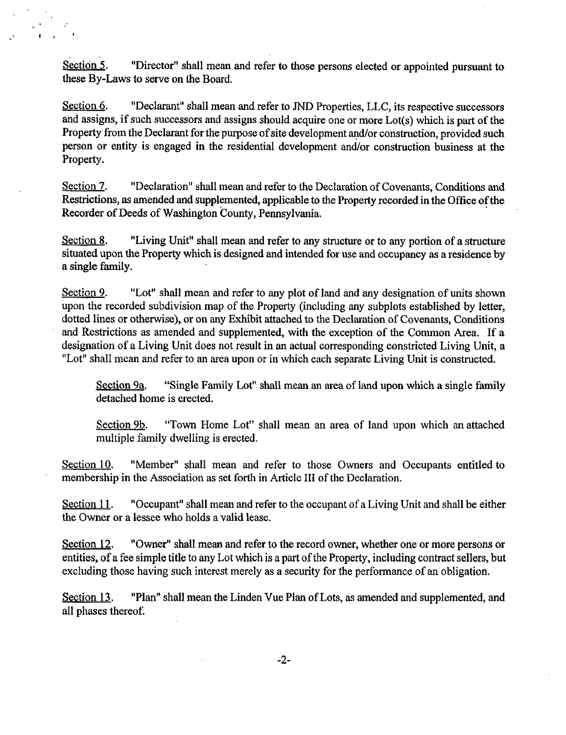Section 5. "Director" shall mean and refer to those persons elected or appointed pursuant to these By-Laws to serve on the Board.

Section 6. "Declarant" shall mean and refer to JND Properties, LLC, its respective successors and assigns, if such successors and assigns should acquire one or more Lot(s) which is part of the Property from the Declarant for the purpose of site development and/or construction, provided such person or entity is engaged in the residential development and/or construction business at the Property.

Section 7. "Declaration" shall mean and refer to the Declaration of Covenants, Conditions and Restrictions, as amended and supplemented, applicable to the Property recorded in the Office of the Recorder of Deeds of Washington County, Pennsylvania.

Section 8. "Living Unit" shall mean and refer to any structure or to any portion of a structure situated upon the Property which is designed and intended for use and occupancy as a residence by a single family.

Section 9. "Lot" shall mean and refer to any plot of land and any designation of units shown upon the recorded subdivision map of the Property (including any subplots established by letter, dotted lines or otherwise), or on any Exhibit attached to the Declaration of Covenants, Conditions and Restrictions as amended and supplemented, with the exception of the Common Area. If a designation of a Living Unit does not result in an actual corresponding constricted Living Unit, a "Lot" shall mean and refer to an area upon or in which each separate Living Unit is constructed.

> Section 9a. "Single Family Lot" shall mean an area of land upon which a single family detached home is erected.
>
> Section 9b. "Town Home Lot" shall mean an area of land upon which an attached multiple family dwelling is erected.

Section 10. "Member" shall mean and refer to those Owners and Occupants entitled to membership in the Association as set forth in Article III of the Declaration.

Section 11. "Occupant" shall mean and refer to the occupant of a Living Unit and shall be either the Owner or a lessee who holds a valid lease.

Section 12. "Owner" shall mean and refer to the record owner, whether one or more persons or entities, of a fee simple title to any Lot which is a part of the Property, including contract sellers, but excluding those having such interest merely as a security for the performance of an obligation.

Section 13. "Plan" shall mean the Linden Vue Plan of Lots, as amended and supplemented, and all phases thereof.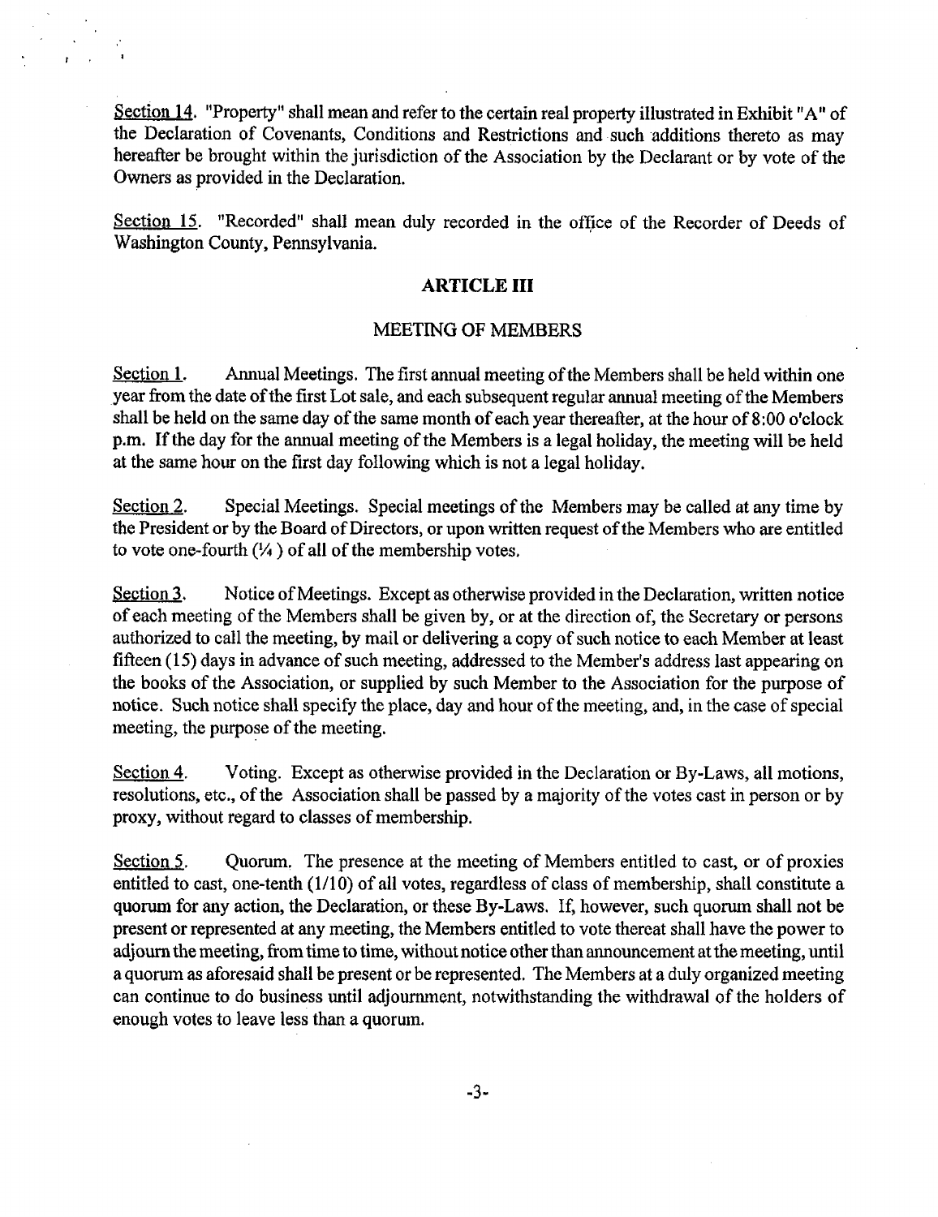Section 14. "Property" shall mean and refer to the certain real property illustrated in Exhibit "A" of the Declaration of Covenants, Conditions and Restrictions and such additions thereto as may hereafter be brought within the jurisdiction of the Association by the Declarant or by vote of the Owners as provided in the Declaration.

Section 15. "Recorded" shall mean duly recorded in the office of the Recorder of Deeds of Washington County, Pennsylvania.

## ARTICLE III

### MEETING OF MEMBERS

Section 1. Annual Meetings. The first annual meeting of the Members shall be held within one year from the date of the first Lot sale, and each subsequent regular annual meeting of the Members shall be held on the same day of the same month of each year thereafter, at the hour of 8:00 o'clock p.m. If the day for the annual meeting of the Members is a legal holiday, the meeting will be held at the same hour on the first day following which is not a legal holiday.

Section 2. Special Meetings. Special meetings of the Members may be called at any time by the President or by the Board of Directors, or upon written request of the Members who are entitled to vote one-fourth (¼) of all of the membership votes.

Section 3. Notice of Meetings. Except as otherwise provided in the Declaration, written notice of each meeting of the Members shall be given by, or at the direction of, the Secretary or persons authorized to call the meeting, by mail or delivering a copy of such notice to each Member at least fifteen (15) days in advance of such meeting, addressed to the Member's address last appearing on the books of the Association, or supplied by such Member to the Association for the purpose of notice. Such notice shall specify the place, day and hour of the meeting, and, in the case of special meeting, the purpose of the meeting.

Section 4. Voting. Except as otherwise provided in the Declaration or By-Laws, all motions, resolutions, etc., of the Association shall be passed by a majority of the votes cast in person or by proxy, without regard to classes of membership.

Section 5. Quorum. The presence at the meeting of Members entitled to cast, or of proxies entitled to cast, one-tenth (1/10) of all votes, regardless of class of membership, shall constitute a quorum for any action, the Declaration, or these By-Laws. If, however, such quorum shall not be present or represented at any meeting, the Members entitled to vote thereat shall have the power to adjourn the meeting, from time to time, without notice other than announcement at the meeting, until a quorum as aforesaid shall be present or be represented. The Members at a duly organized meeting can continue to do business until adjournment, notwithstanding the withdrawal of the holders of enough votes to leave less than a quorum.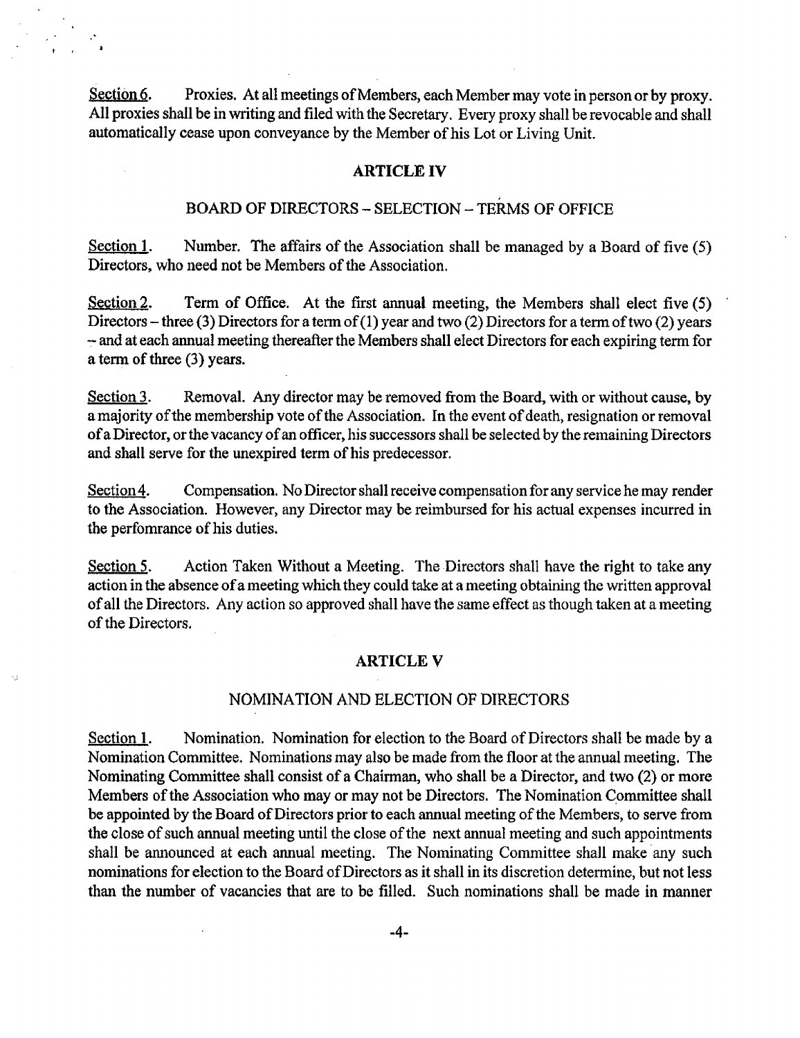Section 6. Proxies. At all meetings of Members, each Member may vote in person or by proxy. All proxies shall be in writing and filed with the Secretary. Every proxy shall be revocable and shall automatically cease upon conveyance by the Member of his Lot or Living Unit.

## ARTICLE IV

### BOARD OF DIRECTORS – SELECTION – TERMS OF OFFICE

Section 1. Number. The affairs of the Association shall be managed by a Board of five (5) Directors, who need not be Members of the Association.

Section 2. Term of Office. At the first annual meeting, the Members shall elect five (5) Directors – three (3) Directors for a term of (1) year and two (2) Directors for a term of two (2) years – and at each annual meeting thereafter the Members shall elect Directors for each expiring term for a term of three (3) years.

Section 3. Removal. Any director may be removed from the Board, with or without cause, by a majority of the membership vote of the Association. In the event of death, resignation or removal of a Director, or the vacancy of an officer, his successors shall be selected by the remaining Directors and shall serve for the unexpired term of his predecessor.

Section 4. Compensation. No Director shall receive compensation for any service he may render to the Association. However, any Director may be reimbursed for his actual expenses incurred in the perfomrance of his duties.

Section 5. Action Taken Without a Meeting. The Directors shall have the right to take any action in the absence of a meeting which they could take at a meeting obtaining the written approval of all the Directors. Any action so approved shall have the same effect as though taken at a meeting of the Directors.

## ARTICLE V

### NOMINATION AND ELECTION OF DIRECTORS

Section 1. Nomination. Nomination for election to the Board of Directors shall be made by a Nomination Committee. Nominations may also be made from the floor at the annual meeting. The Nominating Committee shall consist of a Chairman, who shall be a Director, and two (2) or more Members of the Association who may or may not be Directors. The Nomination Committee shall be appointed by the Board of Directors prior to each annual meeting of the Members, to serve from the close of such annual meeting until the close of the next annual meeting and such appointments shall be announced at each annual meeting. The Nominating Committee shall make any such nominations for election to the Board of Directors as it shall in its discretion determine, but not less than the number of vacancies that are to be filled. Such nominations shall be made in manner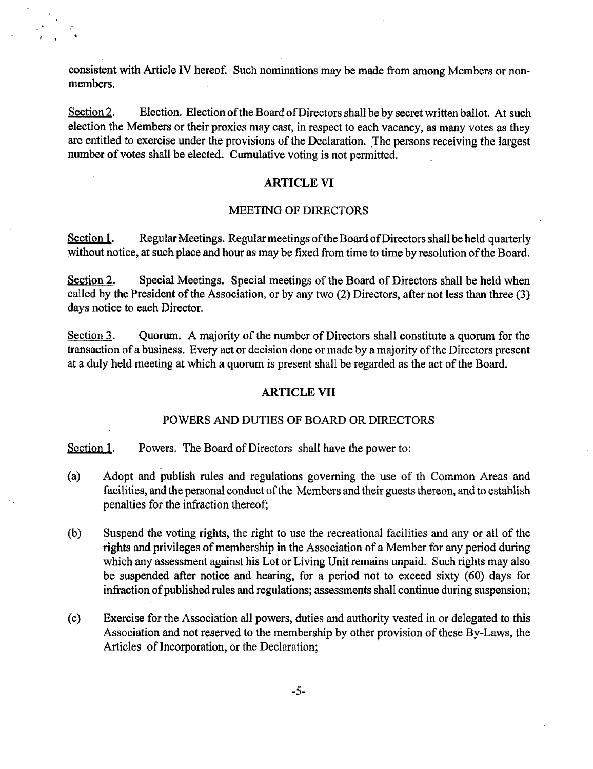consistent with Article IV hereof. Such nominations may be made from among Members or non-members.

Section 2. Election. Election of the Board of Directors shall be by secret written ballot. At such election the Members or their proxies may cast, in respect to each vacancy, as many votes as they are entitled to exercise under the provisions of the Declaration. The persons receiving the largest number of votes shall be elected. Cumulative voting is not permitted.

## ARTICLE VI

### MEETING OF DIRECTORS

Section 1. Regular Meetings. Regular meetings of the Board of Directors shall be held quarterly without notice, at such place and hour as may be fixed from time to time by resolution of the Board.

Section 2. Special Meetings. Special meetings of the Board of Directors shall be held when called by the President of the Association, or by any two (2) Directors, after not less than three (3) days notice to each Director.

Section 3. Quorum. A majority of the number of Directors shall constitute a quorum for the transaction of a business. Every act or decision done or made by a majority of the Directors present at a duly held meeting at which a quorum is present shall be regarded as the act of the Board.

## ARTICLE VII

### POWERS AND DUTIES OF BOARD OR DIRECTORS

Section 1. Powers. The Board of Directors shall have the power to:

(a) Adopt and publish rules and regulations governing the use of th Common Areas and facilities, and the personal conduct of the Members and their guests thereon, and to establish penalties for the infraction thereof;

(b) Suspend the voting rights, the right to use the recreational facilities and any or all of the rights and privileges of membership in the Association of a Member for any period during which any assessment against his Lot or Living Unit remains unpaid. Such rights may also be suspended after notice and hearing, for a period not to exceed sixty (60) days for infraction of published rules and regulations; assessments shall continue during suspension;

(c) Exercise for the Association all powers, duties and authority vested in or delegated to this Association and not reserved to the membership by other provision of these By-Laws, the Articles of Incorporation, or the Declaration;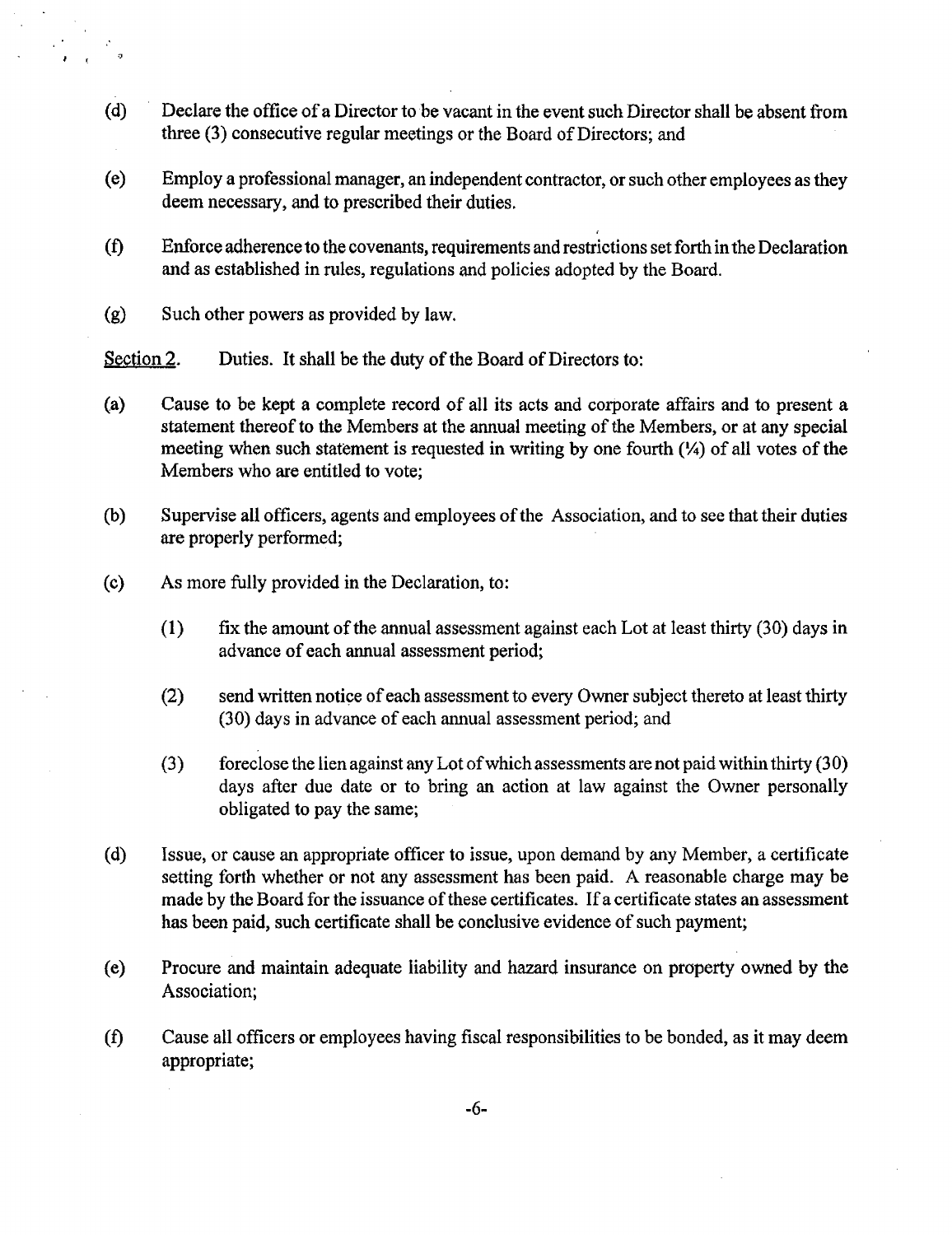(d) Declare the office of a Director to be vacant in the event such Director shall be absent from three (3) consecutive regular meetings or the Board of Directors; and

(e) Employ a professional manager, an independent contractor, or such other employees as they deem necessary, and to prescribed their duties.

(f) Enforce adherence to the covenants, requirements and restrictions set forth in the Declaration and as established in rules, regulations and policies adopted by the Board.

(g) Such other powers as provided by law.

Section 2. Duties. It shall be the duty of the Board of Directors to:

(a) Cause to be kept a complete record of all its acts and corporate affairs and to present a statement thereof to the Members at the annual meeting of the Members, or at any special meeting when such statement is requested in writing by one fourth (¼) of all votes of the Members who are entitled to vote;

(b) Supervise all officers, agents and employees of the Association, and to see that their duties are properly performed;

(c) As more fully provided in the Declaration, to:

   (1) fix the amount of the annual assessment against each Lot at least thirty (30) days in advance of each annual assessment period;

   (2) send written notice of each assessment to every Owner subject thereto at least thirty (30) days in advance of each annual assessment period; and

   (3) foreclose the lien against any Lot of which assessments are not paid within thirty (30) days after due date or to bring an action at law against the Owner personally obligated to pay the same;

(d) Issue, or cause an appropriate officer to issue, upon demand by any Member, a certificate setting forth whether or not any assessment has been paid. A reasonable charge may be made by the Board for the issuance of these certificates. If a certificate states an assessment has been paid, such certificate shall be conclusive evidence of such payment;

(e) Procure and maintain adequate liability and hazard insurance on property owned by the Association;

(f) Cause all officers or employees having fiscal responsibilities to be bonded, as it may deem appropriate;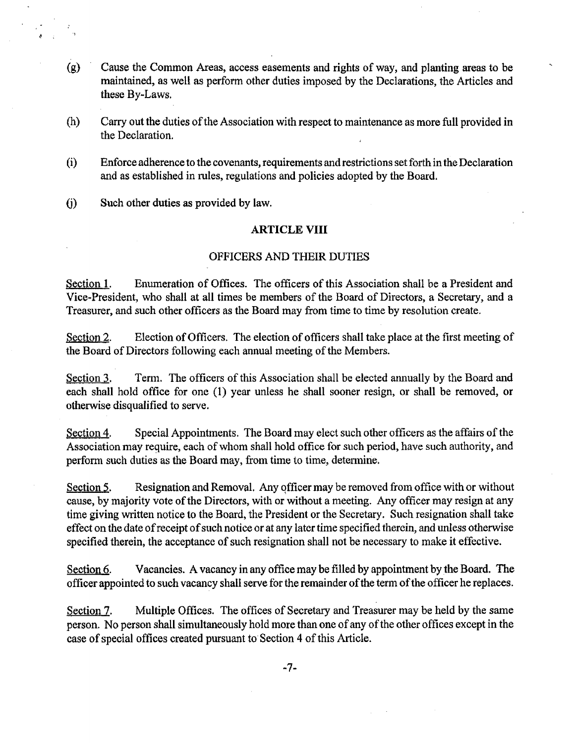(g) Cause the Common Areas, access easements and rights of way, and planting areas to be maintained, as well as perform other duties imposed by the Declarations, the Articles and these By-Laws.

(h) Carry out the duties of the Association with respect to maintenance as more full provided in the Declaration.

(i) Enforce adherence to the covenants, requirements and restrictions set forth in the Declaration and as established in rules, regulations and policies adopted by the Board.

(j) Such other duties as provided by law.

## ARTICLE VIII

### OFFICERS AND THEIR DUTIES

Section 1. Enumeration of Offices. The officers of this Association shall be a President and Vice-President, who shall at all times be members of the Board of Directors, a Secretary, and a Treasurer, and such other officers as the Board may from time to time by resolution create.

Section 2. Election of Officers. The election of officers shall take place at the first meeting of the Board of Directors following each annual meeting of the Members.

Section 3. Term. The officers of this Association shall be elected annually by the Board and each shall hold office for one (1) year unless he shall sooner resign, or shall be removed, or otherwise disqualified to serve.

Section 4. Special Appointments. The Board may elect such other officers as the affairs of the Association may require, each of whom shall hold office for such period, have such authority, and perform such duties as the Board may, from time to time, determine.

Section 5. Resignation and Removal. Any officer may be removed from office with or without cause, by majority vote of the Directors, with or without a meeting. Any officer may resign at any time giving written notice to the Board, the President or the Secretary. Such resignation shall take effect on the date of receipt of such notice or at any later time specified therein, and unless otherwise specified therein, the acceptance of such resignation shall not be necessary to make it effective.

Section 6. Vacancies. A vacancy in any office may be filled by appointment by the Board. The officer appointed to such vacancy shall serve for the remainder of the term of the officer he replaces.

Section 7. Multiple Offices. The offices of Secretary and Treasurer may be held by the same person. No person shall simultaneously hold more than one of any of the other offices except in the case of special offices created pursuant to Section 4 of this Article.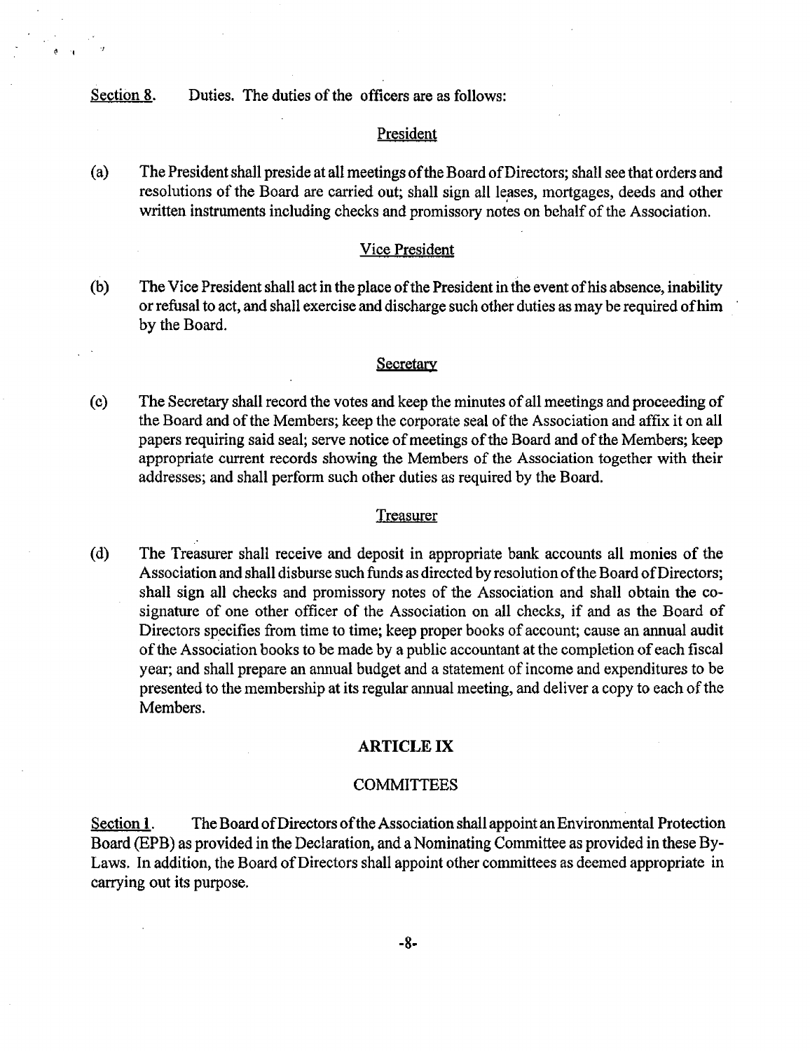Section 8. Duties. The duties of the officers are as follows:

President

(a) The President shall preside at all meetings of the Board of Directors; shall see that orders and resolutions of the Board are carried out; shall sign all leases, mortgages, deeds and other written instruments including checks and promissory notes on behalf of the Association.

Vice President

(b) The Vice President shall act in the place of the President in the event of his absence, inability or refusal to act, and shall exercise and discharge such other duties as may be required of him by the Board.

Secretary

(c) The Secretary shall record the votes and keep the minutes of all meetings and proceeding of the Board and of the Members; keep the corporate seal of the Association and affix it on all papers requiring said seal; serve notice of meetings of the Board and of the Members; keep appropriate current records showing the Members of the Association together with their addresses; and shall perform such other duties as required by the Board.

Treasurer

(d) The Treasurer shall receive and deposit in appropriate bank accounts all monies of the Association and shall disburse such funds as directed by resolution of the Board of Directors; shall sign all checks and promissory notes of the Association and shall obtain the co-signature of one other officer of the Association on all checks, if and as the Board of Directors specifies from time to time; keep proper books of account; cause an annual audit of the Association books to be made by a public accountant at the completion of each fiscal year; and shall prepare an annual budget and a statement of income and expenditures to be presented to the membership at its regular annual meeting, and deliver a copy to each of the Members.

## ARTICLE IX

## COMMITTEES

Section 1. The Board of Directors of the Association shall appoint an Environmental Protection Board (EPB) as provided in the Declaration, and a Nominating Committee as provided in these By-Laws. In addition, the Board of Directors shall appoint other committees as deemed appropriate in carrying out its purpose.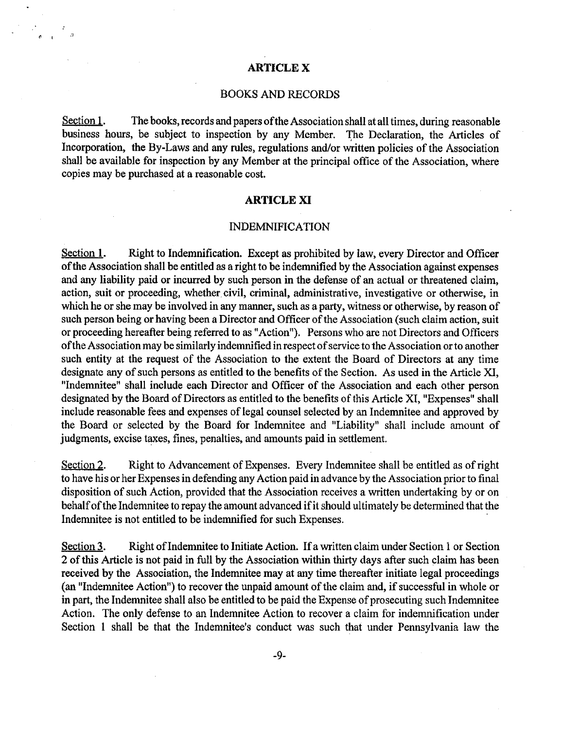## ARTICLE X

### BOOKS AND RECORDS

Section 1. The books, records and papers of the Association shall at all times, during reasonable business hours, be subject to inspection by any Member. The Declaration, the Articles of Incorporation, the By-Laws and any rules, regulations and/or written policies of the Association shall be available for inspection by any Member at the principal office of the Association, where copies may be purchased at a reasonable cost.

## ARTICLE XI

### INDEMNIFICATION

Section 1. Right to Indemnification. Except as prohibited by law, every Director and Officer of the Association shall be entitled as a right to be indemnified by the Association against expenses and any liability paid or incurred by such person in the defense of an actual or threatened claim, action, suit or proceeding, whether civil, criminal, administrative, investigative or otherwise, in which he or she may be involved in any manner, such as a party, witness or otherwise, by reason of such person being or having been a Director and Officer of the Association (such claim action, suit or proceeding hereafter being referred to as "Action"). Persons who are not Directors and Officers of the Association may be similarly indemnified in respect of service to the Association or to another such entity at the request of the Association to the extent the Board of Directors at any time designate any of such persons as entitled to the benefits of the Section. As used in the Article XI, "Indemnitee" shall include each Director and Officer of the Association and each other person designated by the Board of Directors as entitled to the benefits of this Article XI, "Expenses" shall include reasonable fees and expenses of legal counsel selected by an Indemnitee and approved by the Board or selected by the Board for Indemnitee and "Liability" shall include amount of judgments, excise taxes, fines, penalties, and amounts paid in settlement.

Section 2. Right to Advancement of Expenses. Every Indemnitee shall be entitled as of right to have his or her Expenses in defending any Action paid in advance by the Association prior to final disposition of such Action, provided that the Association receives a written undertaking by or on behalf of the Indemnitee to repay the amount advanced if it should ultimately be determined that the Indemnitee is not entitled to be indemnified for such Expenses.

Section 3. Right of Indemnitee to Initiate Action. If a written claim under Section 1 or Section 2 of this Article is not paid in full by the Association within thirty days after such claim has been received by the Association, the Indemnitee may at any time thereafter initiate legal proceedings (an "Indemnitee Action") to recover the unpaid amount of the claim and, if successful in whole or in part, the Indemnitee shall also be entitled to be paid the Expense of prosecuting such Indemnitee Action. The only defense to an Indemnitee Action to recover a claim for indemnification under Section 1 shall be that the Indemnitee's conduct was such that under Pennsylvania law the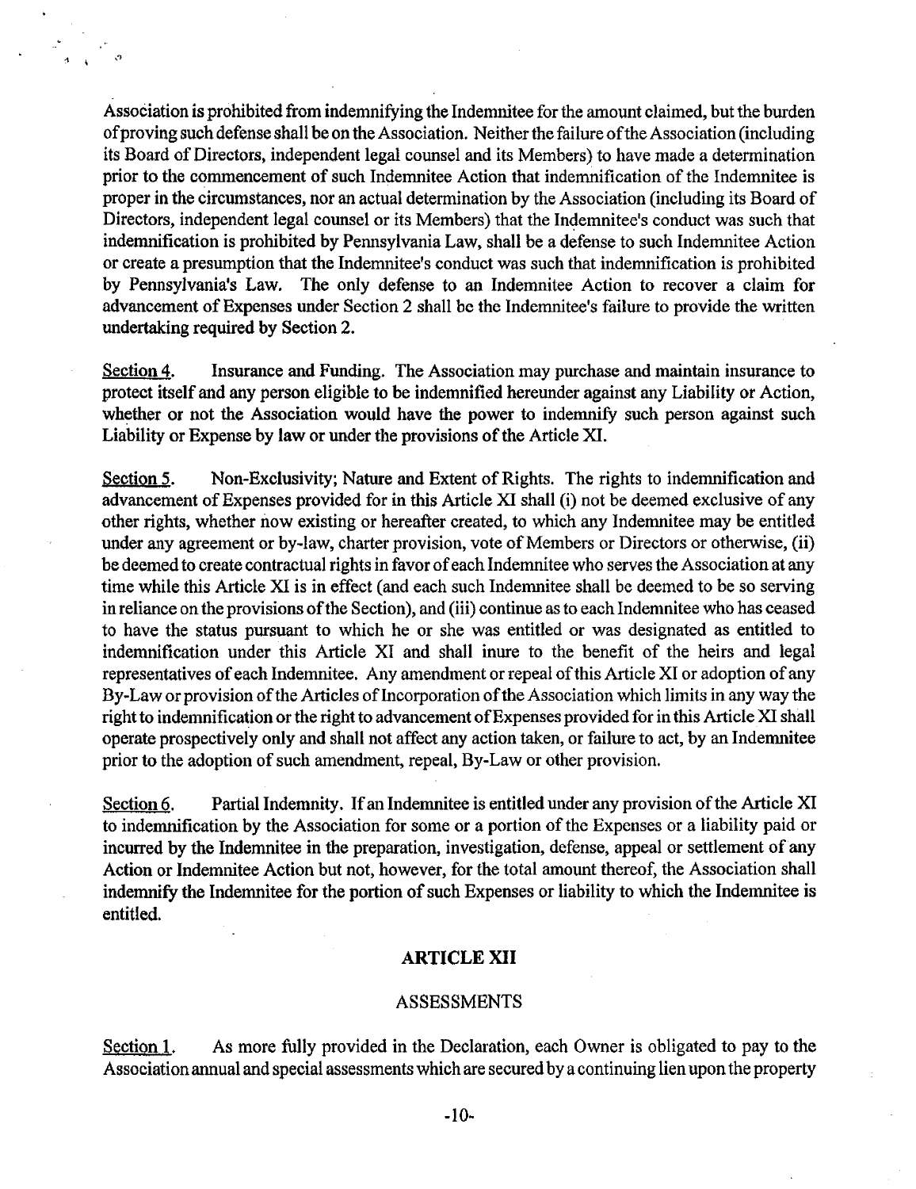Association is prohibited from indemnifying the Indemnitee for the amount claimed, but the burden of proving such defense shall be on the Association. Neither the failure of the Association (including its Board of Directors, independent legal counsel and its Members) to have made a determination prior to the commencement of such Indemnitee Action that indemnification of the Indemnitee is proper in the circumstances, nor an actual determination by the Association (including its Board of Directors, independent legal counsel or its Members) that the Indemnitee's conduct was such that indemnification is prohibited by Pennsylvania Law, shall be a defense to such Indemnitee Action or create a presumption that the Indemnitee's conduct was such that indemnification is prohibited by Pennsylvania's Law. The only defense to an Indemnitee Action to recover a claim for advancement of Expenses under Section 2 shall be the Indemnitee's failure to provide the written undertaking required by Section 2.

Section 4. Insurance and Funding. The Association may purchase and maintain insurance to protect itself and any person eligible to be indemnified hereunder against any Liability or Action, whether or not the Association would have the power to indemnify such person against such Liability or Expense by law or under the provisions of the Article XI.

Section 5. Non-Exclusivity; Nature and Extent of Rights. The rights to indemnification and advancement of Expenses provided for in this Article XI shall (i) not be deemed exclusive of any other rights, whether now existing or hereafter created, to which any Indemnitee may be entitled under any agreement or by-law, charter provision, vote of Members or Directors or otherwise, (ii) be deemed to create contractual rights in favor of each Indemnitee who serves the Association at any time while this Article XI is in effect (and each such Indemnitee shall be deemed to be so serving in reliance on the provisions of the Section), and (iii) continue as to each Indemnitee who has ceased to have the status pursuant to which he or she was entitled or was designated as entitled to indemnification under this Article XI and shall inure to the benefit of the heirs and legal representatives of each Indemnitee. Any amendment or repeal of this Article XI or adoption of any By-Law or provision of the Articles of Incorporation of the Association which limits in any way the right to indemnification or the right to advancement of Expenses provided for in this Article XI shall operate prospectively only and shall not affect any action taken, or failure to act, by an Indemnitee prior to the adoption of such amendment, repeal, By-Law or other provision.

Section 6. Partial Indemnity. If an Indemnitee is entitled under any provision of the Article XI to indemnification by the Association for some or a portion of the Expenses or a liability paid or incurred by the Indemnitee in the preparation, investigation, defense, appeal or settlement of any Action or Indemnitee Action but not, however, for the total amount thereof, the Association shall indemnify the Indemnitee for the portion of such Expenses or liability to which the Indemnitee is entitled.

## ARTICLE XII

### ASSESSMENTS

Section 1. As more fully provided in the Declaration, each Owner is obligated to pay to the Association annual and special assessments which are secured by a continuing lien upon the property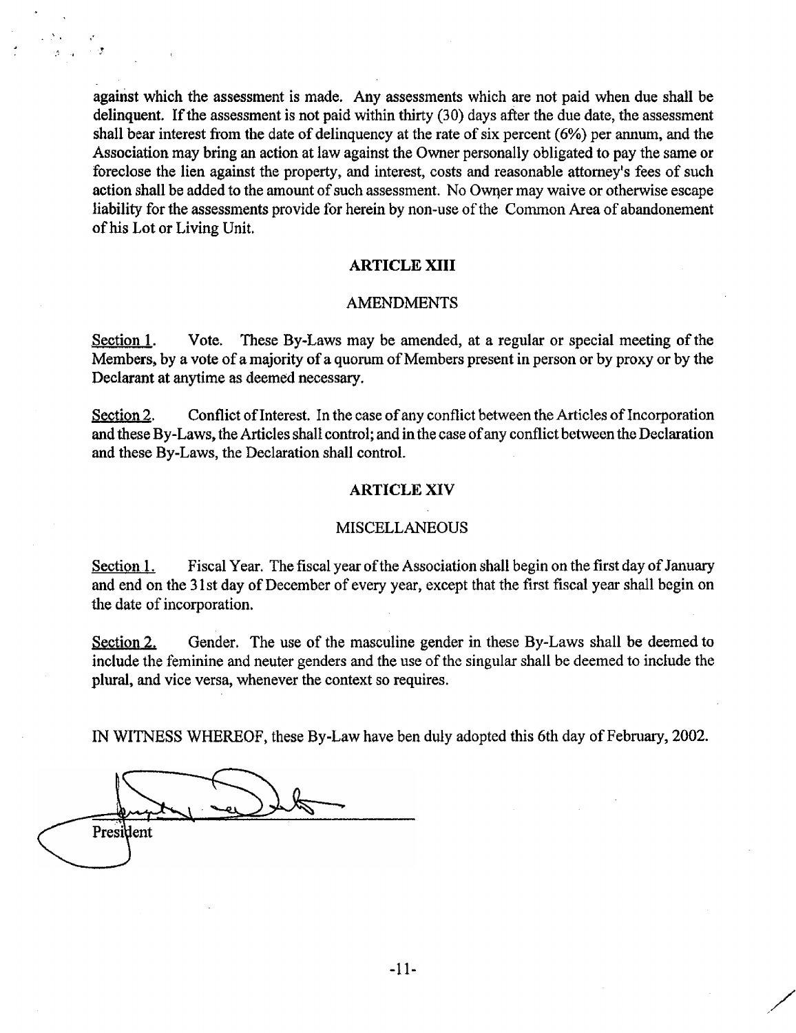against which the assessment is made. Any assessments which are not paid when due shall be delinquent. If the assessment is not paid within thirty (30) days after the due date, the assessment shall bear interest from the date of delinquency at the rate of six percent (6%) per annum, and the Association may bring an action at law against the Owner personally obligated to pay the same or foreclose the lien against the property, and interest, costs and reasonable attorney's fees of such action shall be added to the amount of such assessment. No Owner may waive or otherwise escape liability for the assessments provide for herein by non-use of the Common Area of abandonement of his Lot or Living Unit.

## ARTICLE XIII

### AMENDMENTS

Section 1. Vote. These By-Laws may be amended, at a regular or special meeting of the Members, by a vote of a majority of a quorum of Members present in person or by proxy or by the Declarant at anytime as deemed necessary.

Section 2. Conflict of Interest. In the case of any conflict between the Articles of Incorporation and these By-Laws, the Articles shall control; and in the case of any conflict between the Declaration and these By-Laws, the Declaration shall control.

## ARTICLE XIV

### MISCELLANEOUS

Section 1. Fiscal Year. The fiscal year of the Association shall begin on the first day of January and end on the 31st day of December of every year, except that the first fiscal year shall begin on the date of incorporation.

Section 2. Gender. The use of the masculine gender in these By-Laws shall be deemed to include the feminine and neuter genders and the use of the singular shall be deemed to include the plural, and vice versa, whenever the context so requires.

IN WITNESS WHEREOF, these By-Law have ben duly adopted this 6th day of February, 2002.

President